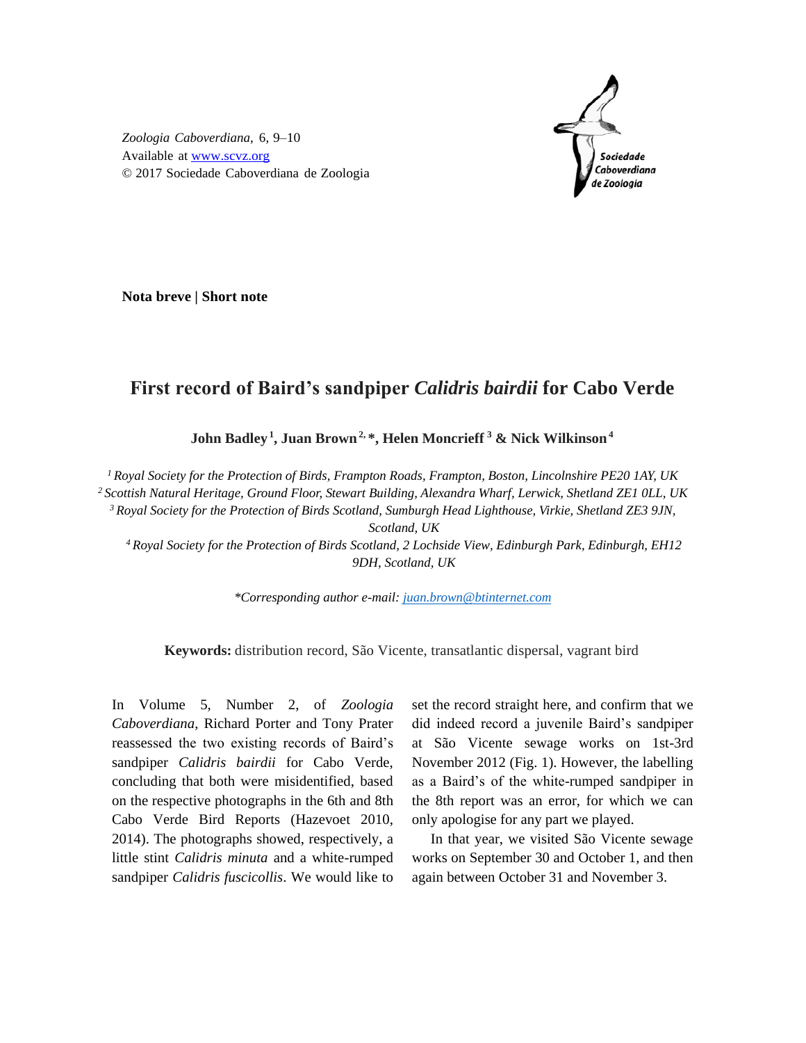Zoologia Caboverdiana, 6, 9–10
Available at [www.scvz.org](http://www.scvz.org)
© 2017 Sociedade Caboverdiana de Zoologia

**Nota breve | Short note**

# First record of Baird's sandpiper *Calidris bairdii* for Cabo Verde

**John Badley[1], Juan Brown[2,*], Helen Moncrieff[3] & Nick Wilkinson[4]**

*[1] Royal Society for the Protection of Birds, Frampton Roads, Frampton, Boston, Lincolnshire PE20 1AY, UK*
*[2] Scottish Natural Heritage, Ground Floor, Stewart Building, Alexandra Wharf, Lerwick, Shetland ZE1 0LL, UK*
*[3] Royal Society for the Protection of Birds Scotland, Sumburgh Head Lighthouse, Virkie, Shetland ZE3 9JN, Scotland, UK*
*[4] Royal Society for the Protection of Birds Scotland, 2 Lochside View, Edinburgh Park, Edinburgh, EH12 9DH, Scotland, UK*

*\*Corresponding author e-mail: [juan.brown@btinternet.com](mailto:juan.brown@btinternet.com)*

**Keywords:** distribution record, São Vicente, transatlantic dispersal, vagrant bird

In Volume 5, Number 2, of *Zoologia Caboverdiana*, Richard Porter and Tony Prater reassessed the two existing records of Baird's sandpiper *Calidris bairdii* for Cabo Verde, concluding that both were misidentified, based on the respective photographs in the 6th and 8th Cabo Verde Bird Reports (Hazevoet 2010, 2014). The photographs showed, respectively, a little stint *Calidris minuta* and a white-rumped sandpiper *Calidris fuscicollis*. We would like to set the record straight here, and confirm that we did indeed record a juvenile Baird's sandpiper at São Vicente sewage works on 1st-3rd November 2012 (Fig. 1). However, the labelling as a Baird's of the white-rumped sandpiper in the 8th report was an error, for which we can only apologise for any part we played.

In that year, we visited São Vicente sewage works on September 30 and October 1, and then again between October 31 and November 3.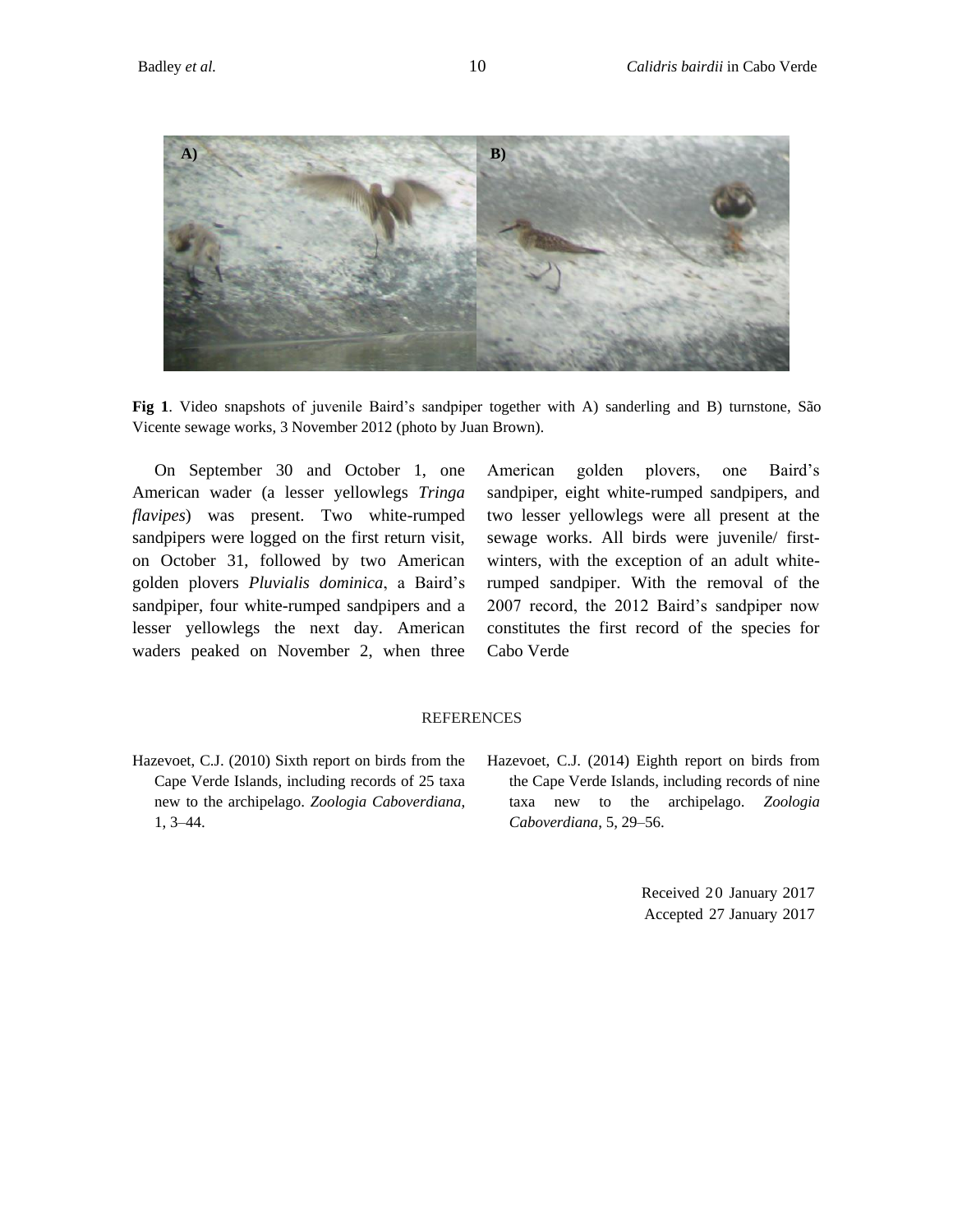**Fig 1**. Video snapshots of juvenile Baird's sandpiper together with A) sanderling and B) turnstone, São Vicente sewage works, 3 November 2012 (photo by Juan Brown).

On September 30 and October 1, one American wader (a lesser yellowlegs *Tringa flavipes*) was present. Two white-rumped sandpipers were logged on the first return visit, on October 31, followed by two American golden plovers *Pluvialis dominica*, a Baird's sandpiper, four white-rumped sandpipers and a lesser yellowlegs the next day. American waders peaked on November 2, when three American golden plovers, one Baird's sandpiper, eight white-rumped sandpipers, and two lesser yellowlegs were all present at the sewage works. All birds were juvenile/ first-winters, with the exception of an adult white-rumped sandpiper. With the removal of the 2007 record, the 2012 Baird's sandpiper now constitutes the first record of the species for Cabo Verde

## REFERENCES

Hazevoet, C.J. (2010) Sixth report on birds from the Cape Verde Islands, including records of 25 taxa new to the archipelago. *Zoologia Caboverdiana*, 1, 3–44.

Hazevoet, C.J. (2014) Eighth report on birds from the Cape Verde Islands, including records of nine taxa new to the archipelago. *Zoologia Caboverdiana*, 5, 29–56.

Received 20 January 2017
Accepted 27 January 2017